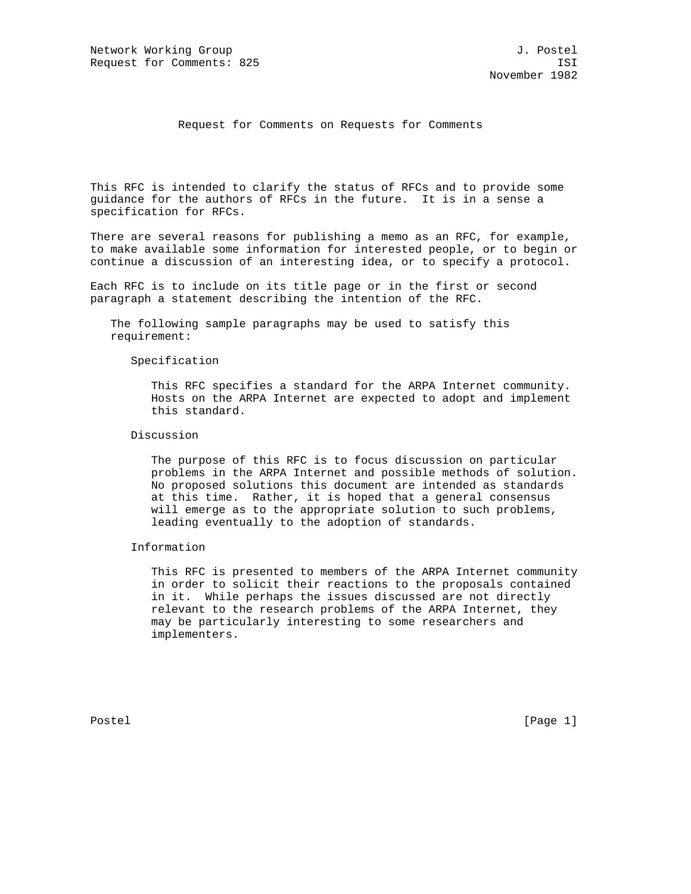Network Working Group J. Postel
Request for Comments: 825 ISI
November 1982

# Request for Comments on Requests for Comments

This RFC is intended to clarify the status of RFCs and to provide some guidance for the authors of RFCs in the future. It is in a sense a specification for RFCs.

There are several reasons for publishing a memo as an RFC, for example, to make available some information for interested people, or to begin or continue a discussion of an interesting idea, or to specify a protocol.

Each RFC is to include on its title page or in the first or second paragraph a statement describing the intention of the RFC.

> The following sample paragraphs may be used to satisfy this requirement:
>
> Specification
>
> > This RFC specifies a standard for the ARPA Internet community. Hosts on the ARPA Internet are expected to adopt and implement this standard.
>
> Discussion
>
> > The purpose of this RFC is to focus discussion on particular problems in the ARPA Internet and possible methods of solution. No proposed solutions this document are intended as standards at this time. Rather, it is hoped that a general consensus will emerge as to the appropriate solution to such problems, leading eventually to the adoption of standards.
>
> Information
>
> > This RFC is presented to members of the ARPA Internet community in order to solicit their reactions to the proposals contained in it. While perhaps the issues discussed are not directly relevant to the research problems of the ARPA Internet, they may be particularly interesting to some researchers and implementers.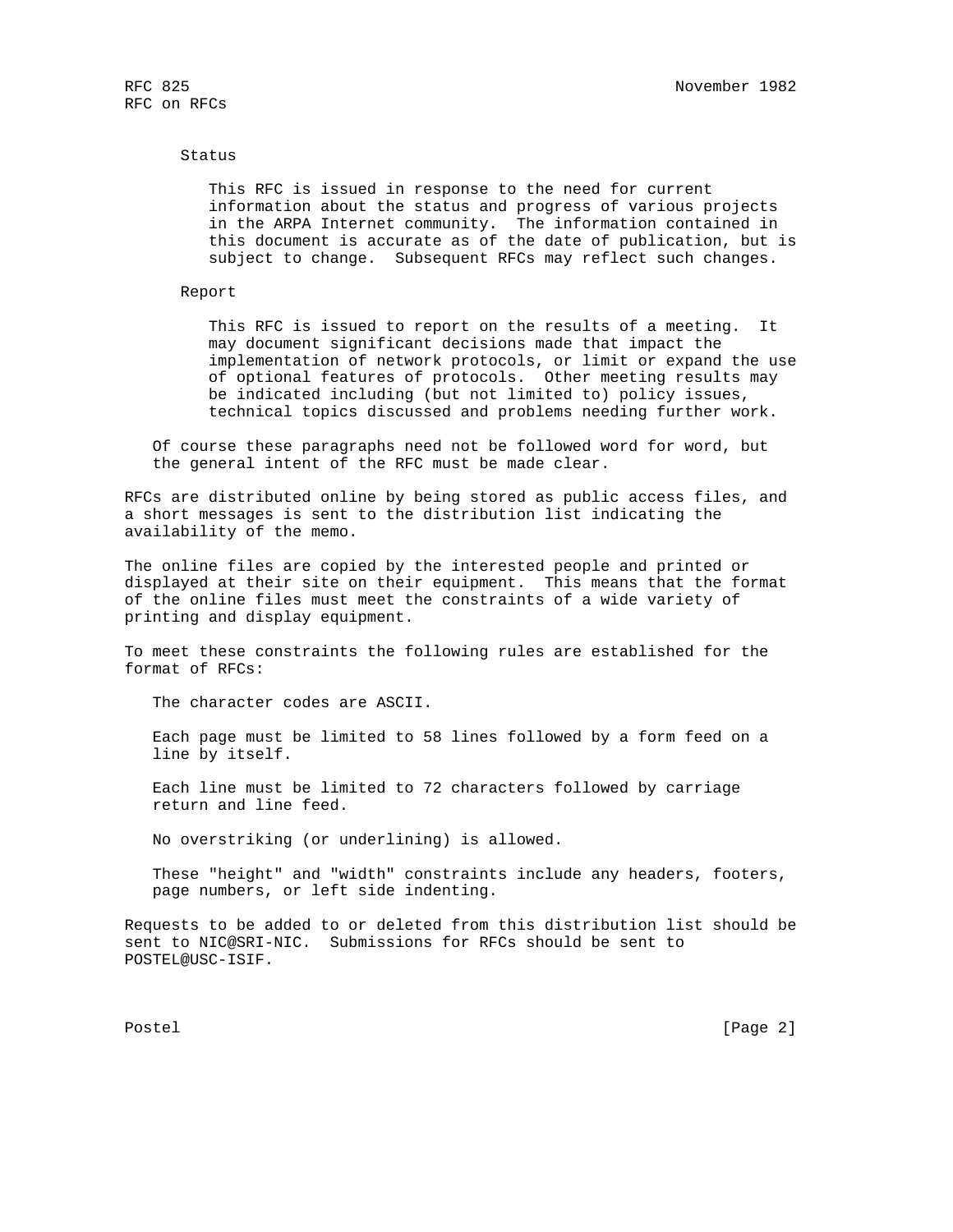Status

This RFC is issued in response to the need for current information about the status and progress of various projects in the ARPA Internet community. The information contained in this document is accurate as of the date of publication, but is subject to change. Subsequent RFCs may reflect such changes.

Report

This RFC is issued to report on the results of a meeting. It may document significant decisions made that impact the implementation of network protocols, or limit or expand the use of optional features of protocols. Other meeting results may be indicated including (but not limited to) policy issues, technical topics discussed and problems needing further work.

Of course these paragraphs need not be followed word for word, but the general intent of the RFC must be made clear.

RFCs are distributed online by being stored as public access files, and a short messages is sent to the distribution list indicating the availability of the memo.

The online files are copied by the interested people and printed or displayed at their site on their equipment. This means that the format of the online files must meet the constraints of a wide variety of printing and display equipment.

To meet these constraints the following rules are established for the format of RFCs:

The character codes are ASCII.

Each page must be limited to 58 lines followed by a form feed on a line by itself.

Each line must be limited to 72 characters followed by carriage return and line feed.

No overstriking (or underlining) is allowed.

These "height" and "width" constraints include any headers, footers, page numbers, or left side indenting.

Requests to be added to or deleted from this distribution list should be sent to NIC@SRI-NIC. Submissions for RFCs should be sent to POSTEL@USC-ISIF.